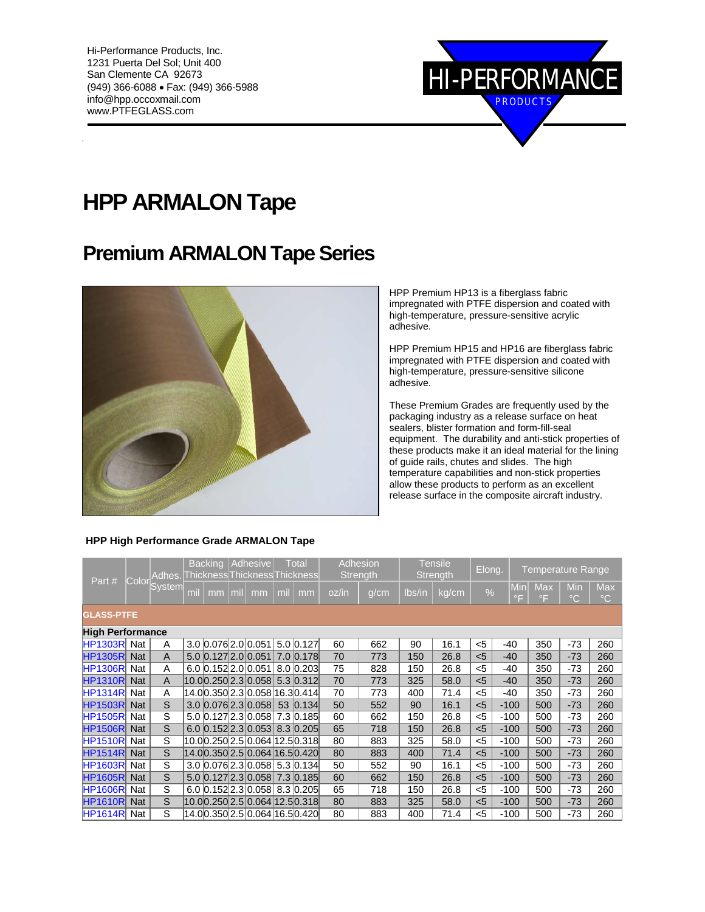Hi-Performance Products, Inc.
1231 Puerta Del Sol; Unit 400
San Clemente CA 92673
(949) 366-6088 • Fax: (949) 366-5988
info@hpp.occoxmail.com
www.PTFEGLASS.com

HI-PERFORMANCE PRODUCTS

# HPP ARMALON Tape

## Premium ARMALON Tape Series

HPP Premium HP13 is a fiberglass fabric impregnated with PTFE dispersion and coated with high-temperature, pressure-sensitive acrylic adhesive.

HPP Premium HP15 and HP16 are fiberglass fabric impregnated with PTFE dispersion and coated with high-temperature, pressure-sensitive silicone adhesive.

These Premium Grades are frequently used by the packaging industry as a release surface on heat sealers, blister formation and form-fill-seal equipment. The durability and anti-stick properties of these products make it an ideal material for the lining of guide rails, chutes and slides. The high temperature capabilities and non-stick properties allow these products to perform as an excellent release surface in the composite aircraft industry.

### HPP High Performance Grade ARMALON Tape

| Part # | Color | Adhes. System | Backing Thickness | | Adhesive Thickness | | Total Thickness | | Adhesion Strength | | Tensile Strength | | Elong. | Temperature Range | | | |
|---|---|---|---|---|---|---|---|---|---|---|---|---|---|---|---|---|---|
| | | | mil | mm | mil | mm | mil | mm | oz/in | g/cm | lbs/in | kg/cm | % | Min °F | Max °F | Min °C | Max °C |
| **GLASS-PTFE** | | | | | | | | | | | | | | | | | |
| **High Performance** | | | | | | | | | | | | | | | | | |
| HP1303R | Nat | A | 3.0 | 0.076 | 2.0 | 0.051 | 5.0 | 0.127 | 60 | 662 | 90 | 16.1 | <5 | -40 | 350 | -73 | 260 |
| HP1305R | Nat | A | 5.0 | 0.127 | 2.0 | 0.051 | 7.0 | 0.178 | 70 | 773 | 150 | 26.8 | <5 | -40 | 350 | -73 | 260 |
| HP1306R | Nat | A | 6.0 | 0.152 | 2.0 | 0.051 | 8.0 | 0.203 | 75 | 828 | 150 | 26.8 | <5 | -40 | 350 | -73 | 260 |
| HP1310R | Nat | A | 10.0 | 0.250 | 2.3 | 0.058 | 5.3 | 0.312 | 70 | 773 | 325 | 58.0 | <5 | -40 | 350 | -73 | 260 |
| HP1314R | Nat | A | 14.0 | 0.350 | 2.3 | 0.058 | 16.3 | 0.414 | 70 | 773 | 400 | 71.4 | <5 | -40 | 350 | -73 | 260 |
| HP1503R | Nat | S | 3.0 | 0.076 | 2.3 | 0.058 | 53 | 0.134 | 50 | 552 | 90 | 16.1 | <5 | -100 | 500 | -73 | 260 |
| HP1505R | Nat | S | 5.0 | 0.127 | 2.3 | 0.058 | 7.3 | 0.185 | 60 | 662 | 150 | 26.8 | <5 | -100 | 500 | -73 | 260 |
| HP1506R | Nat | S | 6.0 | 0.152 | 2.3 | 0.053 | 8.3 | 0.205 | 65 | 718 | 150 | 26.8 | <5 | -100 | 500 | -73 | 260 |
| HP1510R | Nat | S | 10.0 | 0.250 | 2.5 | 0.064 | 12.5 | 0.318 | 80 | 883 | 325 | 58.0 | <5 | -100 | 500 | -73 | 260 |
| HP1514R | Nat | S | 14.0 | 0.350 | 2.5 | 0.064 | 16.5 | 0.420 | 80 | 883 | 400 | 71.4 | <5 | -100 | 500 | -73 | 260 |
| HP1603R | Nat | S | 3.0 | 0.076 | 2.3 | 0.058 | 5.3 | 0.134 | 50 | 552 | 90 | 16.1 | <5 | -100 | 500 | -73 | 260 |
| HP1605R | Nat | S | 5.0 | 0.127 | 2.3 | 0.058 | 7.3 | 0.185 | 60 | 662 | 150 | 26.8 | <5 | -100 | 500 | -73 | 260 |
| HP1606R | Nat | S | 6.0 | 0.152 | 2.3 | 0.058 | 8.3 | 0.205 | 65 | 718 | 150 | 26.8 | <5 | -100 | 500 | -73 | 260 |
| HP1610R | Nat | S | 10.0 | 0.250 | 2.5 | 0.064 | 12.5 | 0.318 | 80 | 883 | 325 | 58.0 | <5 | -100 | 500 | -73 | 260 |
| HP1614R | Nat | S | 14.0 | 0.350 | 2.5 | 0.064 | 16.5 | 0.420 | 80 | 883 | 400 | 71.4 | <5 | -100 | 500 | -73 | 260 |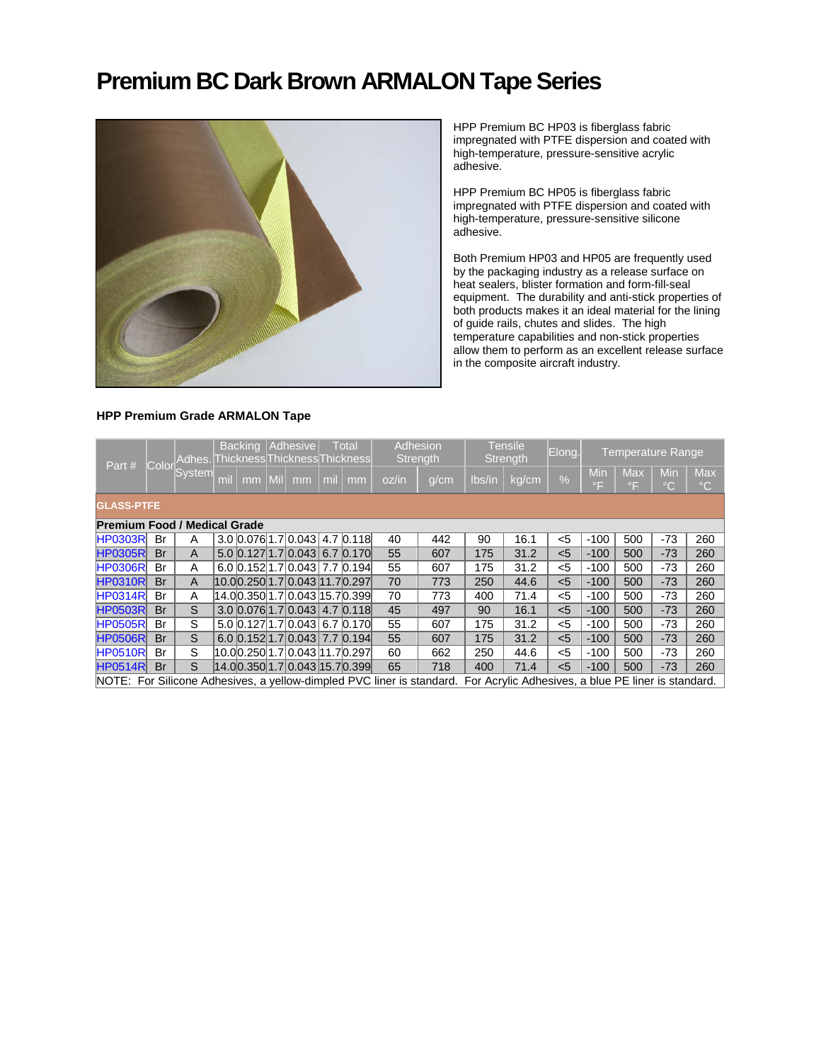# Premium BC Dark Brown ARMALON Tape Series

HPP Premium BC HP03 is fiberglass fabric impregnated with PTFE dispersion and coated with high-temperature, pressure-sensitive acrylic adhesive.

HPP Premium BC HP05 is fiberglass fabric impregnated with PTFE dispersion and coated with high-temperature, pressure-sensitive silicone adhesive.

Both Premium HP03 and HP05 are frequently used by the packaging industry as a release surface on heat sealers, blister formation and form-fill-seal equipment. The durability and anti-stick properties of both products makes it an ideal material for the lining of guide rails, chutes and slides. The high temperature capabilities and non-stick properties allow them to perform as an excellent release surface in the composite aircraft industry.

**HPP Premium Grade ARMALON Tape**

| Part # | Color | Adhes. System | Backing Thickness | | Adhesive Thickness | | Total Thickness | | Adhesion Strength | | Tensile Strength | | Elong. | Temperature Range | | | |
|---|---|---|---|---|---|---|---|---|---|---|---|---|---|---|---|---|---|
| | | | mil | mm | Mil | mm | mil | mm | oz/in | g/cm | lbs/in | kg/cm | % | Min °F | Max °F | Min °C | Max °C |
| **GLASS-PTFE** | | | | | | | | | | | | | | | | | |
| **Premium Food / Medical Grade** | | | | | | | | | | | | | | | | | |
| HP0303R | Br | A | 3.0 | 0.076 | 1.7 | 0.043 | 4.7 | 0.118 | 40 | 442 | 90 | 16.1 | <5 | -100 | 500 | -73 | 260 |
| HP0305R | Br | A | 5.0 | 0.127 | 1.7 | 0.043 | 6.7 | 0.170 | 55 | 607 | 175 | 31.2 | <5 | -100 | 500 | -73 | 260 |
| HP0306R | Br | A | 6.0 | 0.152 | 1.7 | 0.043 | 7.7 | 0.194 | 55 | 607 | 175 | 31.2 | <5 | -100 | 500 | -73 | 260 |
| HP0310R | Br | A | 10.0 | 0.250 | 1.7 | 0.043 | 11.7 | 0.297 | 70 | 773 | 250 | 44.6 | <5 | -100 | 500 | -73 | 260 |
| HP0314R | Br | A | 14.0 | 0.350 | 1.7 | 0.043 | 15.7 | 0.399 | 70 | 773 | 400 | 71.4 | <5 | -100 | 500 | -73 | 260 |
| HP0503R | Br | S | 3.0 | 0.076 | 1.7 | 0.043 | 4.7 | 0.118 | 45 | 497 | 90 | 16.1 | <5 | -100 | 500 | -73 | 260 |
| HP0505R | Br | S | 5.0 | 0.127 | 1.7 | 0.043 | 6.7 | 0.170 | 55 | 607 | 175 | 31.2 | <5 | -100 | 500 | -73 | 260 |
| HP0506R | Br | S | 6.0 | 0.152 | 1.7 | 0.043 | 7.7 | 0.194 | 55 | 607 | 175 | 31.2 | <5 | -100 | 500 | -73 | 260 |
| HP0510R | Br | S | 10.0 | 0.250 | 1.7 | 0.043 | 11.7 | 0.297 | 60 | 662 | 250 | 44.6 | <5 | -100 | 500 | -73 | 260 |
| HP0514R | Br | S | 14.0 | 0.350 | 1.7 | 0.043 | 15.7 | 0.399 | 65 | 718 | 400 | 71.4 | <5 | -100 | 500 | -73 | 260 |

NOTE: For Silicone Adhesives, a yellow-dimpled PVC liner is standard. For Acrylic Adhesives, a blue PE liner is standard.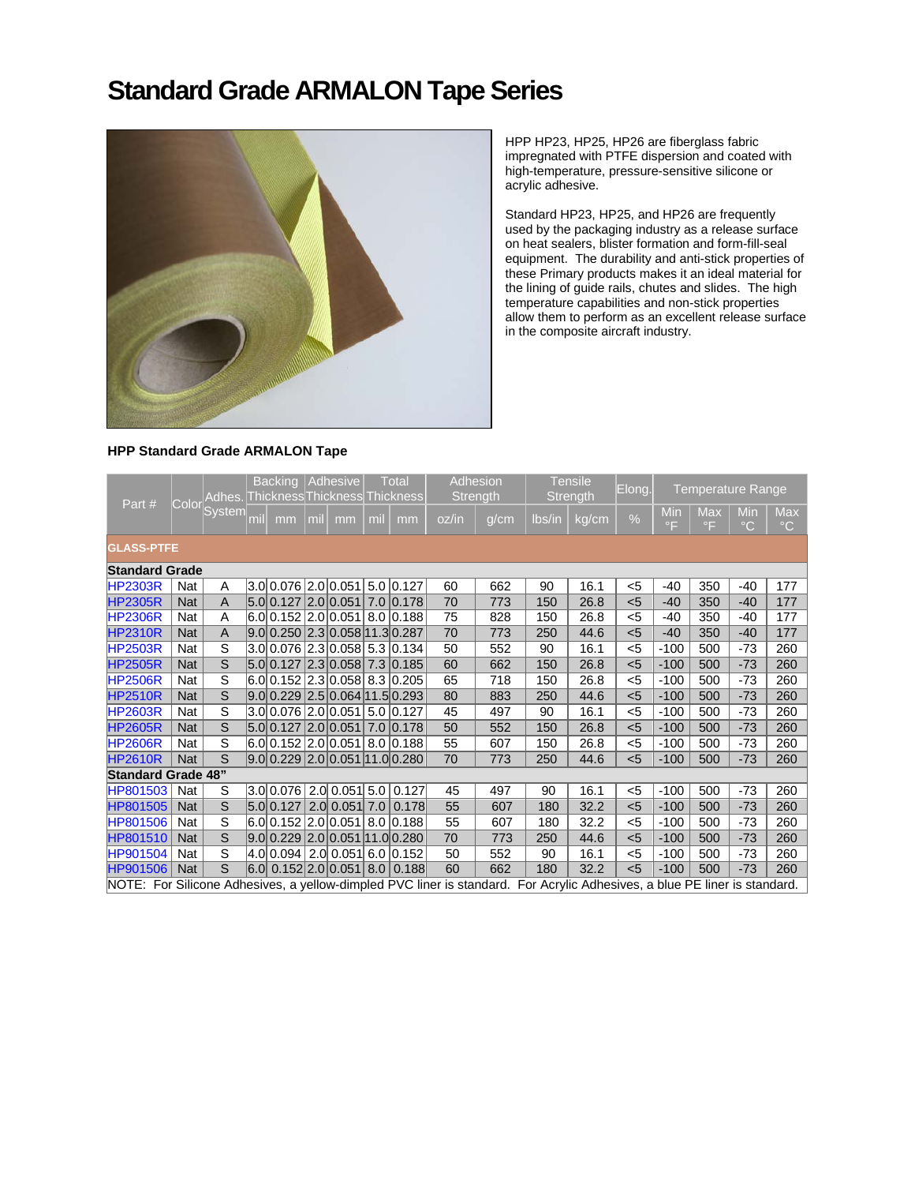# Standard Grade ARMALON Tape Series

HPP HP23, HP25, HP26 are fiberglass fabric impregnated with PTFE dispersion and coated with high-temperature, pressure-sensitive silicone or acrylic adhesive.

Standard HP23, HP25, and HP26 are frequently used by the packaging industry as a release surface on heat sealers, blister formation and form-fill-seal equipment. The durability and anti-stick properties of these Primary products makes it an ideal material for the lining of guide rails, chutes and slides. The high temperature capabilities and non-stick properties allow them to perform as an excellent release surface in the composite aircraft industry.

**HPP Standard Grade ARMALON Tape**

| Part # | Color | Adhes. System | Backing Thickness | | Adhesive Thickness | | Total Thickness | | Adhesion Strength | | Tensile Strength | | Elong. | Temperature Range | | | |
|---|---|---|---|---|---|---|---|---|---|---|---|---|---|---|---|---|---|
| | | | mil | mm | mil | mm | mil | mm | oz/in | g/cm | lbs/in | kg/cm | % | Min °F | Max °F | Min °C | Max °C |
| **GLASS-PTFE** | | | | | | | | | | | | | | | | | |
| **Standard Grade** | | | | | | | | | | | | | | | | | |
| HP2303R | Nat | A | 3.0 | 0.076 | 2.0 | 0.051 | 5.0 | 0.127 | 60 | 662 | 90 | 16.1 | <5 | -40 | 350 | -40 | 177 |
| HP2305R | Nat | A | 5.0 | 0.127 | 2.0 | 0.051 | 7.0 | 0.178 | 70 | 773 | 150 | 26.8 | <5 | -40 | 350 | -40 | 177 |
| HP2306R | Nat | A | 6.0 | 0.152 | 2.0 | 0.051 | 8.0 | 0.188 | 75 | 828 | 150 | 26.8 | <5 | -40 | 350 | -40 | 177 |
| HP2310R | Nat | A | 9.0 | 0.250 | 2.3 | 0.058 | 11.3 | 0.287 | 70 | 773 | 250 | 44.6 | <5 | -40 | 350 | -40 | 177 |
| HP2503R | Nat | S | 3.0 | 0.076 | 2.3 | 0.058 | 5.3 | 0.134 | 50 | 552 | 90 | 16.1 | <5 | -100 | 500 | -73 | 260 |
| HP2505R | Nat | S | 5.0 | 0.127 | 2.3 | 0.058 | 7.3 | 0.185 | 60 | 662 | 150 | 26.8 | <5 | -100 | 500 | -73 | 260 |
| HP2506R | Nat | S | 6.0 | 0.152 | 2.3 | 0.058 | 8.3 | 0.205 | 65 | 718 | 150 | 26.8 | <5 | -100 | 500 | -73 | 260 |
| HP2510R | Nat | S | 9.0 | 0.229 | 2.5 | 0.064 | 11.5 | 0.293 | 80 | 883 | 250 | 44.6 | <5 | -100 | 500 | -73 | 260 |
| HP2603R | Nat | S | 3.0 | 0.076 | 2.0 | 0.051 | 5.0 | 0.127 | 45 | 497 | 90 | 16.1 | <5 | -100 | 500 | -73 | 260 |
| HP2605R | Nat | S | 5.0 | 0.127 | 2.0 | 0.051 | 7.0 | 0.178 | 50 | 552 | 150 | 26.8 | <5 | -100 | 500 | -73 | 260 |
| HP2606R | Nat | S | 6.0 | 0.152 | 2.0 | 0.051 | 8.0 | 0.188 | 55 | 607 | 150 | 26.8 | <5 | -100 | 500 | -73 | 260 |
| HP2610R | Nat | S | 9.0 | 0.229 | 2.0 | 0.051 | 11.0 | 0.280 | 70 | 773 | 250 | 44.6 | <5 | -100 | 500 | -73 | 260 |
| **Standard Grade 48"** | | | | | | | | | | | | | | | | | |
| HP801503 | Nat | S | 3.0 | 0.076 | 2.0 | 0.051 | 5.0 | 0.127 | 45 | 497 | 90 | 16.1 | <5 | -100 | 500 | -73 | 260 |
| HP801505 | Nat | S | 5.0 | 0.127 | 2.0 | 0.051 | 7.0 | 0.178 | 55 | 607 | 180 | 32.2 | <5 | -100 | 500 | -73 | 260 |
| HP801506 | Nat | S | 6.0 | 0.152 | 2.0 | 0.051 | 8.0 | 0.188 | 55 | 607 | 180 | 32.2 | <5 | -100 | 500 | -73 | 260 |
| HP801510 | Nat | S | 9.0 | 0.229 | 2.0 | 0.051 | 11.0 | 0.280 | 70 | 773 | 250 | 44.6 | <5 | -100 | 500 | -73 | 260 |
| HP901504 | Nat | S | 4.0 | 0.094 | 2.0 | 0.051 | 6.0 | 0.152 | 50 | 552 | 90 | 16.1 | <5 | -100 | 500 | -73 | 260 |
| HP901506 | Nat | S | 6.0 | 0.152 | 2.0 | 0.051 | 8.0 | 0.188 | 60 | 662 | 180 | 32.2 | <5 | -100 | 500 | -73 | 260 |

NOTE: For Silicone Adhesives, a yellow-dimpled PVC liner is standard. For Acrylic Adhesives, a blue PE liner is standard.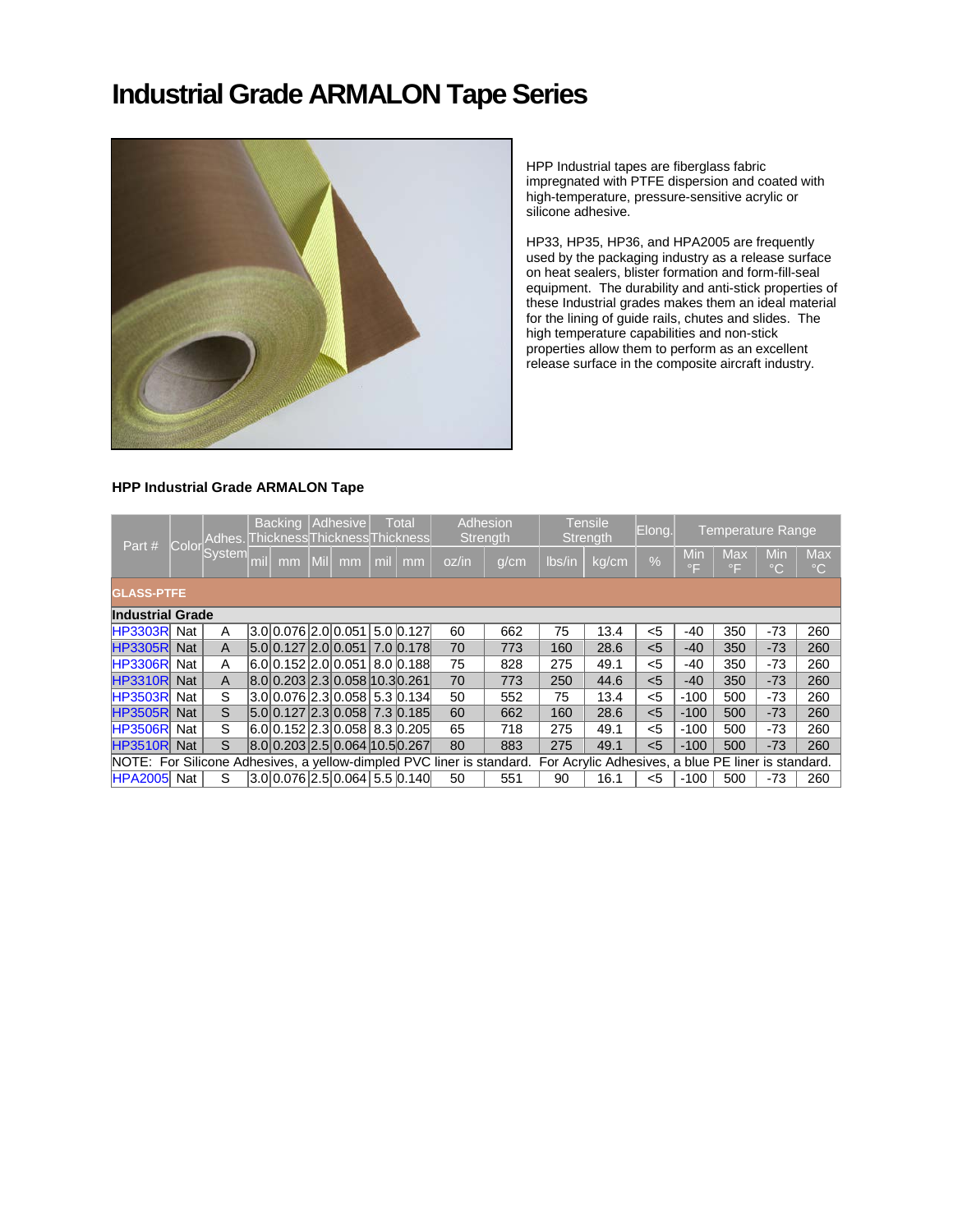# Industrial Grade ARMALON Tape Series

HPP Industrial tapes are fiberglass fabric impregnated with PTFE dispersion and coated with high-temperature, pressure-sensitive acrylic or silicone adhesive.

HP33, HP35, HP36, and HPA2005 are frequently used by the packaging industry as a release surface on heat sealers, blister formation and form-fill-seal equipment. The durability and anti-stick properties of these Industrial grades makes them an ideal material for the lining of guide rails, chutes and slides. The high temperature capabilities and non-stick properties allow them to perform as an excellent release surface in the composite aircraft industry.

**HPP Industrial Grade ARMALON Tape**

| Part # | Color | Adhes. System | Backing Thickness | | Adhesive Thickness | | Total Thickness | | Adhesion Strength | | Tensile Strength | | Elong. | Temperature Range | | | |
|---|---|---|---|---|---|---|---|---|---|---|---|---|---|---|---|---|---|
| | | | mil | mm | Mil | mm | mil | mm | oz/in | g/cm | lbs/in | kg/cm | % | Min °F | Max °F | Min °C | Max °C |
| **GLASS-PTFE** | | | | | | | | | | | | | | | | | |
| **Industrial Grade** | | | | | | | | | | | | | | | | | |
| HP3303R | Nat | A | 3.0 | 0.076 | 2.0 | 0.051 | 5.0 | 0.127 | 60 | 662 | 75 | 13.4 | <5 | -40 | 350 | -73 | 260 |
| HP3305R | Nat | A | 5.0 | 0.127 | 2.0 | 0.051 | 7.0 | 0.178 | 70 | 773 | 160 | 28.6 | <5 | -40 | 350 | -73 | 260 |
| HP3306R | Nat | A | 6.0 | 0.152 | 2.0 | 0.051 | 8.0 | 0.188 | 75 | 828 | 275 | 49.1 | <5 | -40 | 350 | -73 | 260 |
| HP3310R | Nat | A | 8.0 | 0.203 | 2.3 | 0.058 | 10.3 | 0.261 | 70 | 773 | 250 | 44.6 | <5 | -40 | 350 | -73 | 260 |
| HP3503R | Nat | S | 3.0 | 0.076 | 2.3 | 0.058 | 5.3 | 0.134 | 50 | 552 | 75 | 13.4 | <5 | -100 | 500 | -73 | 260 |
| HP3505R | Nat | S | 5.0 | 0.127 | 2.3 | 0.058 | 7.3 | 0.185 | 60 | 662 | 160 | 28.6 | <5 | -100 | 500 | -73 | 260 |
| HP3506R | Nat | S | 6.0 | 0.152 | 2.3 | 0.058 | 8.3 | 0.205 | 65 | 718 | 275 | 49.1 | <5 | -100 | 500 | -73 | 260 |
| HP3510R | Nat | S | 8.0 | 0.203 | 2.5 | 0.064 | 10.5 | 0.267 | 80 | 883 | 275 | 49.1 | <5 | -100 | 500 | -73 | 260 |
| NOTE: For Silicone Adhesives, a yellow-dimpled PVC liner is standard. For Acrylic Adhesives, a blue PE liner is standard. | | | | | | | | | | | | | | | | | |
| HPA2005 | Nat | S | 3.0 | 0.076 | 2.5 | 0.064 | 5.5 | 0.140 | 50 | 551 | 90 | 16.1 | <5 | -100 | 500 | -73 | 260 |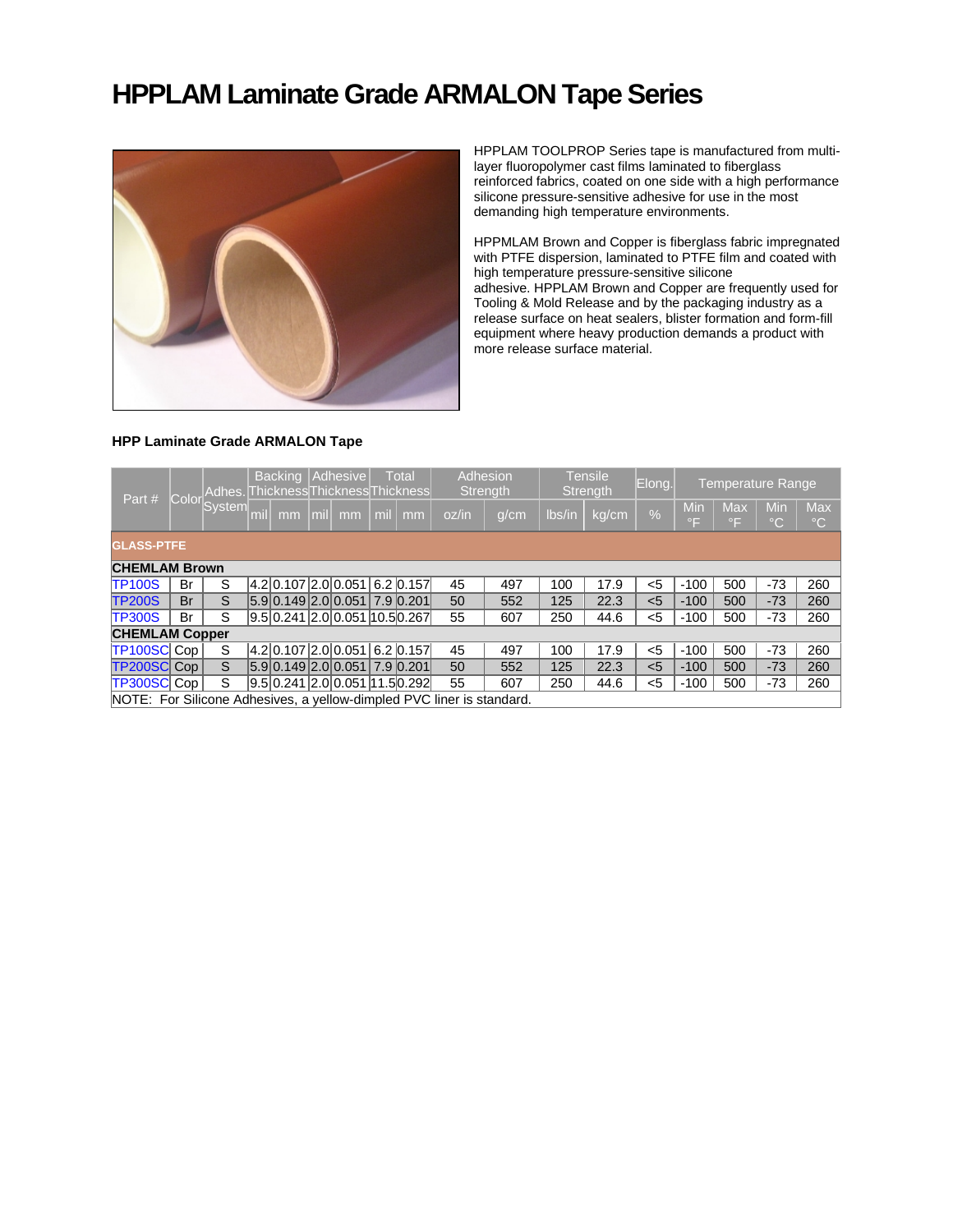# HPPLAM Laminate Grade ARMALON Tape Series

HPPLAM TOOLPROP Series tape is manufactured from multi-layer fluoropolymer cast films laminated to fiberglass reinforced fabrics, coated on one side with a high performance silicone pressure-sensitive adhesive for use in the most demanding high temperature environments.

HPPMLAM Brown and Copper is fiberglass fabric impregnated with PTFE dispersion, laminated to PTFE film and coated with high temperature pressure-sensitive silicone adhesive. HPPLAM Brown and Copper are frequently used for Tooling & Mold Release and by the packaging industry as a release surface on heat sealers, blister formation and form-fill equipment where heavy production demands a product with more release surface material.

### HPP Laminate Grade ARMALON Tape

| Part # | Color | Adhes. System | Backing Thickness | | Adhesive Thickness | | Total Thickness | | Adhesion Strength | | Tensile Strength | | Elong. | Temperature Range | | | |
|---|---|---|---|---|---|---|---|---|---|---|---|---|---|---|---|---|---|
| | | | mil | mm | mil | mm | mil | mm | oz/in | g/cm | lbs/in | kg/cm | % | Min °F | Max °F | Min °C | Max °C |
| **GLASS-PTFE** | | | | | | | | | | | | | | | | | |
| **CHEMLAM Brown** | | | | | | | | | | | | | | | | | |
| TP100S | Br | S | 4.2 | 0.107 | 2.0 | 0.051 | 6.2 | 0.157 | 45 | 497 | 100 | 17.9 | <5 | -100 | 500 | -73 | 260 |
| TP200S | Br | S | 5.9 | 0.149 | 2.0 | 0.051 | 7.9 | 0.201 | 50 | 552 | 125 | 22.3 | <5 | -100 | 500 | -73 | 260 |
| TP300S | Br | S | 9.5 | 0.241 | 2.0 | 0.051 | 10.5 | 0.267 | 55 | 607 | 250 | 44.6 | <5 | -100 | 500 | -73 | 260 |
| **CHEMLAM Copper** | | | | | | | | | | | | | | | | | |
| TP100SC | Cop | S | 4.2 | 0.107 | 2.0 | 0.051 | 6.2 | 0.157 | 45 | 497 | 100 | 17.9 | <5 | -100 | 500 | -73 | 260 |
| TP200SC | Cop | S | 5.9 | 0.149 | 2.0 | 0.051 | 7.9 | 0.201 | 50 | 552 | 125 | 22.3 | <5 | -100 | 500 | -73 | 260 |
| TP300SC | Cop | S | 9.5 | 0.241 | 2.0 | 0.051 | 11.5 | 0.292 | 55 | 607 | 250 | 44.6 | <5 | -100 | 500 | -73 | 260 |

NOTE: For Silicone Adhesives, a yellow-dimpled PVC liner is standard.